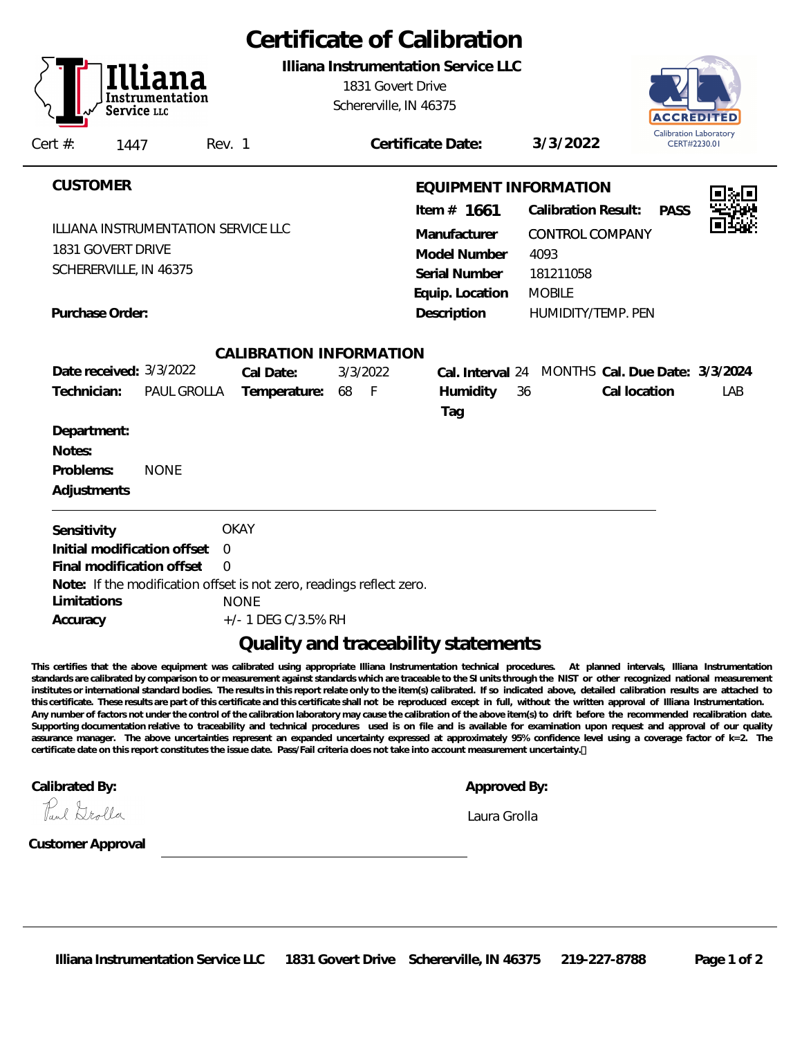# Certificate of Calibration

**Illiana Instrumentation Service LLC**
1831 Govert Drive
Schererville, IN 46375

ACCREDITED Calibration Laboratory CERT#2230.01

Cert #: 1447 Rev. 1 **Certificate Date:** **3/3/2022**

## CUSTOMER

ILLIANA INSTRUMENTATION SERVICE LLC
1831 GOVERT DRIVE
SCHERERVILLE, IN 46375

**Purchase Order:**

## EQUIPMENT INFORMATION

| | |
|---|---|
| **Item #** | **1661** |
| **Calibration Result:** | **PASS** |
| **Manufacturer** | CONTROL COMPANY |
| **Model Number** | 4093 |
| **Serial Number** | 181211058 |
| **Equip. Location** | MOBILE |
| **Description** | HUMIDITY/TEMP. PEN |

## CALIBRATION INFORMATION

| | | | | | | | |
|---|---|---|---|---|---|---|---|
| **Date received:** | 3/3/2022 | **Cal Date:** | 3/3/2022 | **Cal. Interval** | 24 MONTHS | **Cal. Due Date:** | **3/3/2024** |
| **Technician:** | PAUL GROLLA | **Temperature:** | 68 F | **Humidity** | 36 | **Cal location** | LAB |
| | | | | **Tag** | | | |

**Department:**
**Notes:**
**Problems:** NONE
**Adjustments**

---

**Sensitivity** OKAY
**Initial modification offset** 0
**Final modification offset** 0
**Note:** If the modification offset is not zero, readings reflect zero.
**Limitations** NONE
**Accuracy** +/- 1 DEG C/3.5% RH

## Quality and traceability statements

**This certifies that the above equipment was calibrated using appropriate Illiana Instrumentation technical procedures. At planned intervals, Illiana Instrumentation standards are calibrated by comparison to or measurement against standards which are traceable to the SI units through the NIST or other recognized national measurement institutes or international standard bodies. The results in this report relate only to the item(s) calibrated. If so indicated above, detailed calibration results are attached to this certificate. These results are part of this certificate and this certificate shall not be reproduced except in full, without the written approval of Illiana Instrumentation. Any number of factors not under the control of the calibration laboratory may cause the calibration of the above item(s) to drift before the recommended recalibration date. Supporting documentation relative to traceability and technical procedures used is on file and is available for examination upon request and approval of our quality assurance manager. The above uncertainties represent an expanded uncertainty expressed at approximately 95% confidence level using a coverage factor of k=2. The certificate date on this report constitutes the issue date. Pass/Fail criteria does not take into account measurement uncertainty.**

**Calibrated By:** Paul Grolla

**Approved By:** Laura Grolla

**Customer Approval** ______________________________

**Illiana Instrumentation Service LLC** **1831 Govert Drive** **Schererville, IN 46375** **219-227-8788**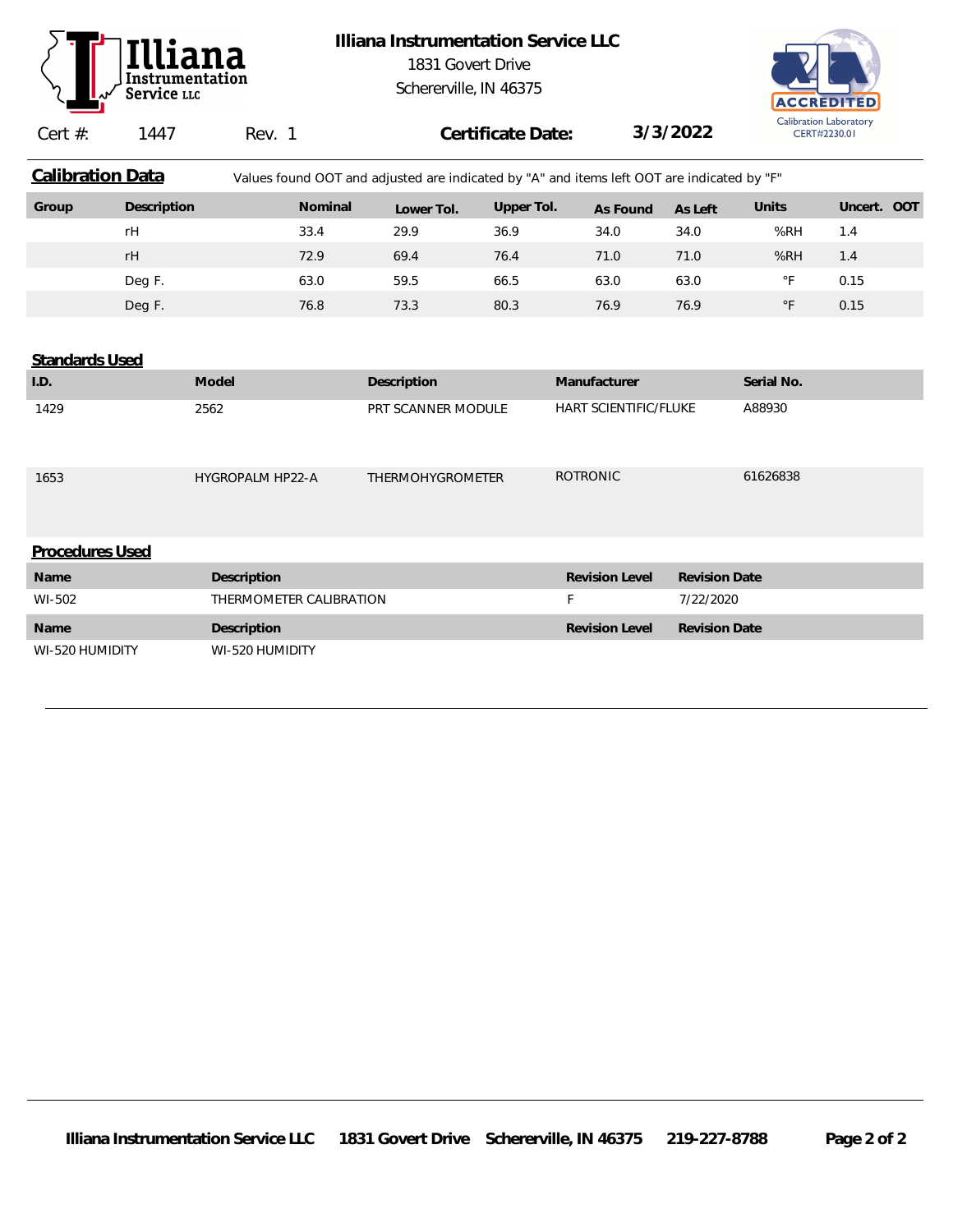**Illiana Instrumentation Service LLC**
1831 Govert Drive
Schererville, IN 46375

Calibration Laboratory CERT#2230.01

Cert #: 1447 Rev. 1 **Certificate Date:** **3/3/2022**

## Calibration Data

Values found OOT and adjusted are indicated by "A" and items left OOT are indicated by "F"

| Group | Description | Nominal | Lower Tol. | Upper Tol. | As Found | As Left | Units | Uncert. | OOT |
|---|---|---|---|---|---|---|---|---|---|
| | rH | 33.4 | 29.9 | 36.9 | 34.0 | 34.0 | %RH | 1.4 | |
| | rH | 72.9 | 69.4 | 76.4 | 71.0 | 71.0 | %RH | 1.4 | |
| | Deg F. | 63.0 | 59.5 | 66.5 | 63.0 | 63.0 | °F | 0.15 | |
| | Deg F. | 76.8 | 73.3 | 80.3 | 76.9 | 76.9 | °F | 0.15 | |

## Standards Used

| I.D. | Model | Description | Manufacturer | Serial No. |
|---|---|---|---|---|
| 1429 | 2562 | PRT SCANNER MODULE | HART SCIENTIFIC/FLUKE | A88930 |
| 1653 | HYGROPALM HP22-A | THERMOHYGROMETER | ROTRONIC | 61626838 |

## Procedures Used

| Name | Description | Revision Level | Revision Date |
|---|---|---|---|
| WI-502 | THERMOMETER CALIBRATION | F | 7/22/2020 |

| Name | Description | Revision Level | Revision Date |
|---|---|---|---|
| WI-520 HUMIDITY | WI-520 HUMIDITY | | |